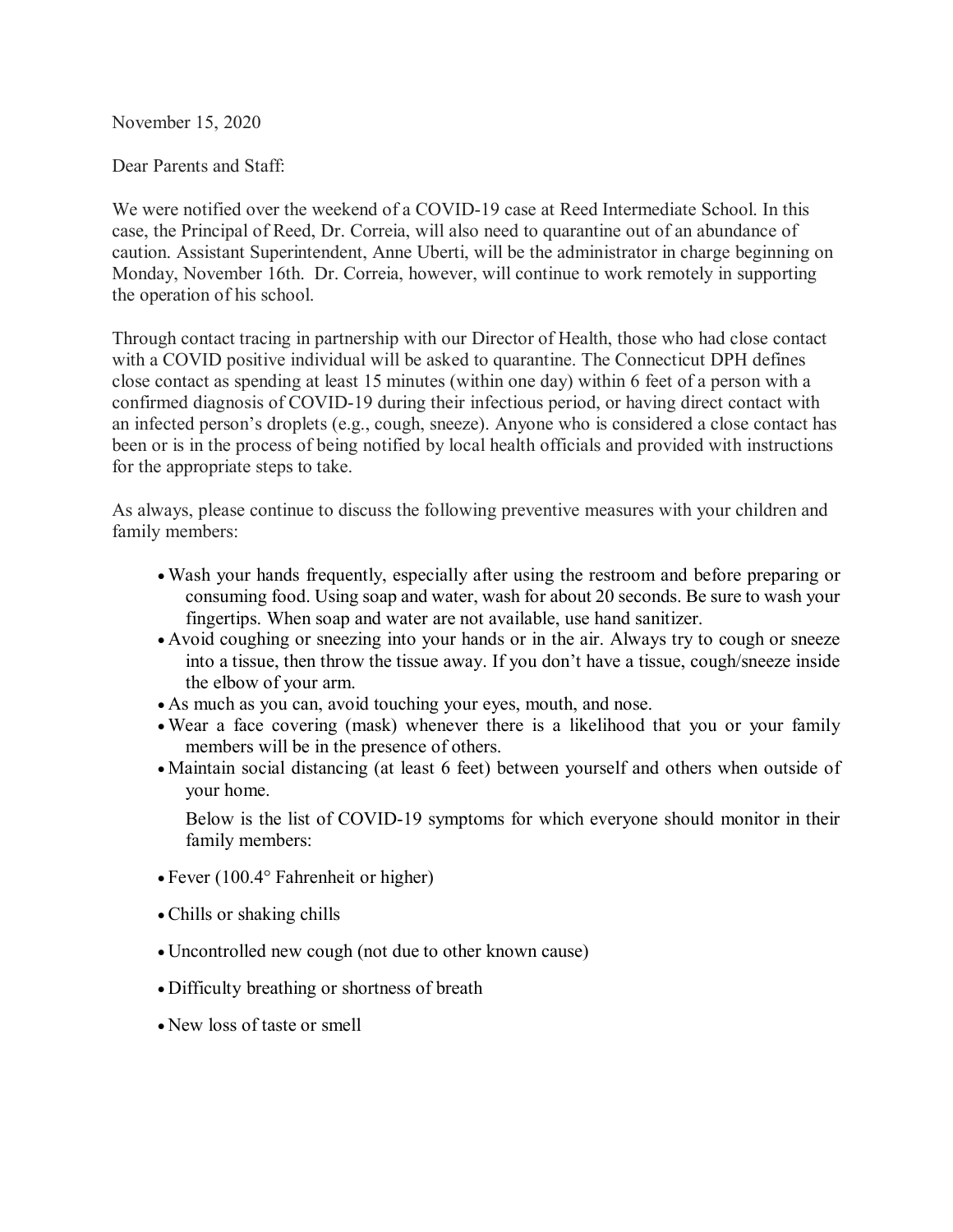November 15, 2020

Dear Parents and Staff:

We were notified over the weekend of a COVID-19 case at Reed Intermediate School. In this case, the Principal of Reed, Dr. Correia, will also need to quarantine out of an abundance of caution. Assistant Superintendent, Anne Uberti, will be the administrator in charge beginning on Monday, November 16th. Dr. Correia, however, will continue to work remotely in supporting the operation of his school.

Through contact tracing in partnership with our Director of Health, those who had close contact with a COVID positive individual will be asked to quarantine. The Connecticut DPH defines close contact as spending at least 15 minutes (within one day) within 6 feet of a person with a confirmed diagnosis of COVID-19 during their infectious period, or having direct contact with an infected person's droplets (e.g., cough, sneeze). Anyone who is considered a close contact has been or is in the process of being notified by local health officials and provided with instructions for the appropriate steps to take.

As always, please continue to discuss the following preventive measures with your children and family members:

- Wash your hands frequently, especially after using the restroom and before preparing or consuming food. Using soap and water, wash for about 20 seconds. Be sure to wash your fingertips. When soap and water are not available, use hand sanitizer.
- Avoid coughing or sneezing into your hands or in the air. Always try to cough or sneeze into a tissue, then throw the tissue away. If you don't have a tissue, cough/sneeze inside the elbow of your arm.
- As much as you can, avoid touching your eyes, mouth, and nose.
- Wear a face covering (mask) whenever there is a likelihood that you or your family members will be in the presence of others.
- Maintain social distancing (at least 6 feet) between yourself and others when outside of your home.

  Below is the list of COVID-19 symptoms for which everyone should monitor in their family members:

- Fever (100.4° Fahrenheit or higher)
- Chills or shaking chills
- Uncontrolled new cough (not due to other known cause)
- Difficulty breathing or shortness of breath
- New loss of taste or smell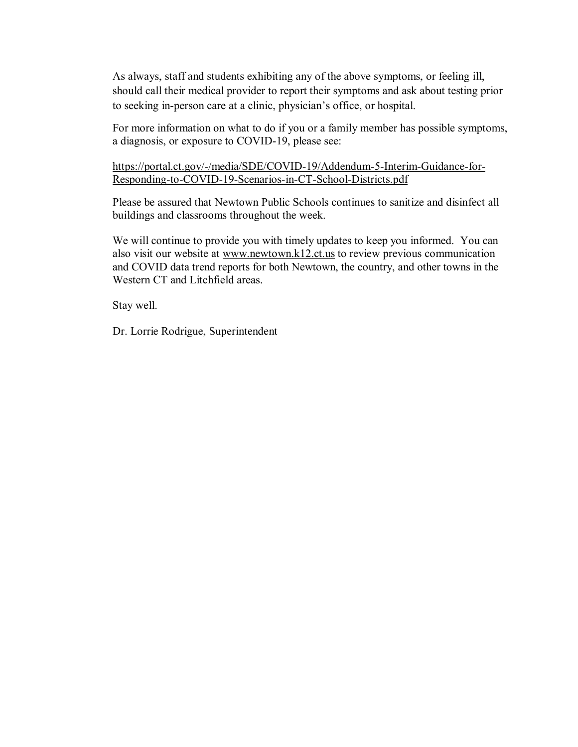As always, staff and students exhibiting any of the above symptoms, or feeling ill, should call their medical provider to report their symptoms and ask about testing prior to seeking in-person care at a clinic, physician's office, or hospital.

For more information on what to do if you or a family member has possible symptoms, a diagnosis, or exposure to COVID-19, please see:

https://portal.ct.gov/-/media/SDE/COVID-19/Addendum-5-Interim-Guidance-for-Responding-to-COVID-19-Scenarios-in-CT-School-Districts.pdf

Please be assured that Newtown Public Schools continues to sanitize and disinfect all buildings and classrooms throughout the week.

We will continue to provide you with timely updates to keep you informed. You can also visit our website at www.newtown.k12.ct.us to review previous communication and COVID data trend reports for both Newtown, the country, and other towns in the Western CT and Litchfield areas.

Stay well.

Dr. Lorrie Rodrigue, Superintendent